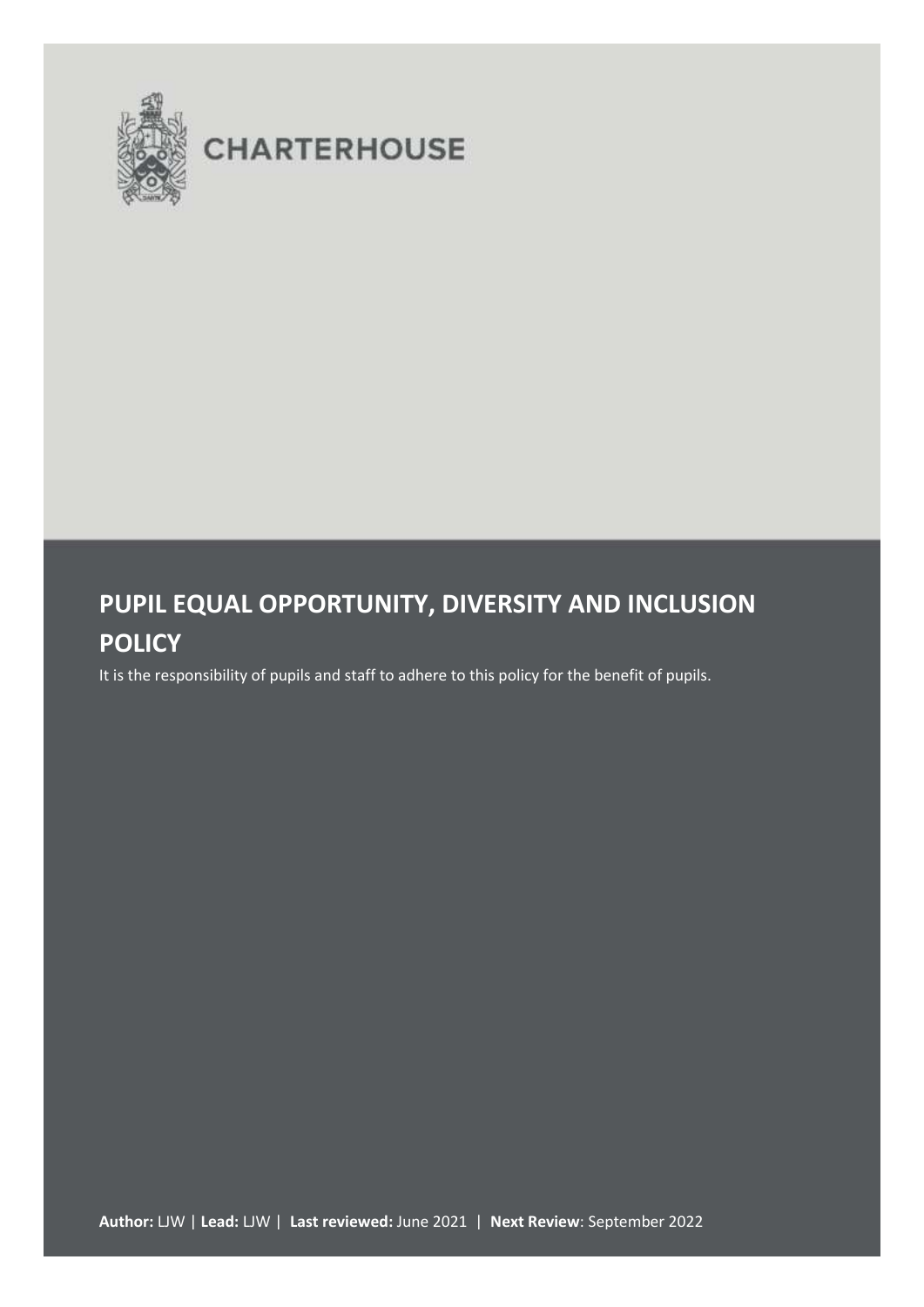CHARTERHOUSE

# PUPIL EQUAL OPPORTUNITY, DIVERSITY AND INCLUSION POLICY

It is the responsibility of pupils and staff to adhere to this policy for the benefit of pupils.

**Author:** LJW | **Lead:** LJW | **Last reviewed:** June 2021 | **Next Review**: September 2022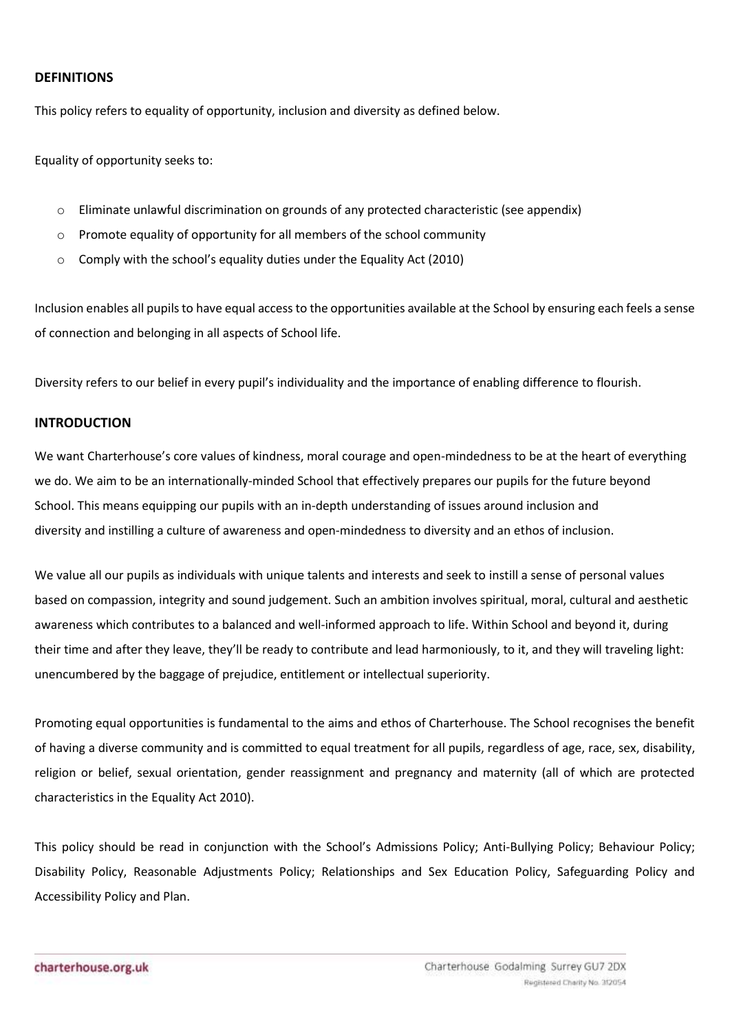## DEFINITIONS

This policy refers to equality of opportunity, inclusion and diversity as defined below.

Equality of opportunity seeks to:

- Eliminate unlawful discrimination on grounds of any protected characteristic (see appendix)
- Promote equality of opportunity for all members of the school community
- Comply with the school's equality duties under the Equality Act (2010)

Inclusion enables all pupils to have equal access to the opportunities available at the School by ensuring each feels a sense of connection and belonging in all aspects of School life.

Diversity refers to our belief in every pupil's individuality and the importance of enabling difference to flourish.

## INTRODUCTION

We want Charterhouse's core values of kindness, moral courage and open-mindedness to be at the heart of everything we do. We aim to be an internationally-minded School that effectively prepares our pupils for the future beyond School. This means equipping our pupils with an in-depth understanding of issues around inclusion and diversity and instilling a culture of awareness and open-mindedness to diversity and an ethos of inclusion.

We value all our pupils as individuals with unique talents and interests and seek to instill a sense of personal values based on compassion, integrity and sound judgement. Such an ambition involves spiritual, moral, cultural and aesthetic awareness which contributes to a balanced and well-informed approach to life. Within School and beyond it, during their time and after they leave, they'll be ready to contribute and lead harmoniously, to it, and they will traveling light: unencumbered by the baggage of prejudice, entitlement or intellectual superiority.

Promoting equal opportunities is fundamental to the aims and ethos of Charterhouse. The School recognises the benefit of having a diverse community and is committed to equal treatment for all pupils, regardless of age, race, sex, disability, religion or belief, sexual orientation, gender reassignment and pregnancy and maternity (all of which are protected characteristics in the Equality Act 2010).

This policy should be read in conjunction with the School's Admissions Policy; Anti-Bullying Policy; Behaviour Policy; Disability Policy, Reasonable Adjustments Policy; Relationships and Sex Education Policy, Safeguarding Policy and Accessibility Policy and Plan.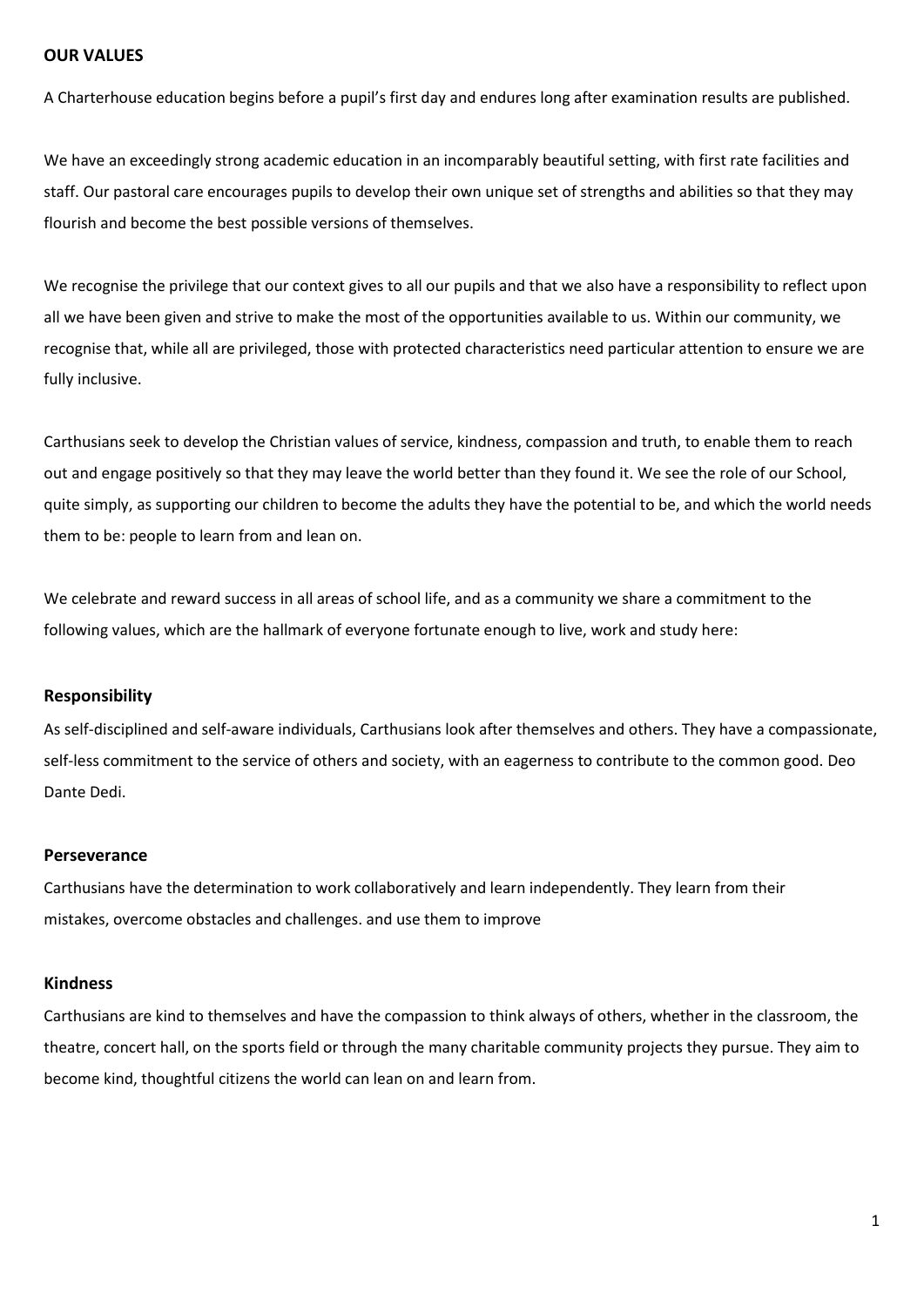## OUR VALUES

A Charterhouse education begins before a pupil's first day and endures long after examination results are published.

We have an exceedingly strong academic education in an incomparably beautiful setting, with first rate facilities and staff. Our pastoral care encourages pupils to develop their own unique set of strengths and abilities so that they may flourish and become the best possible versions of themselves.

We recognise the privilege that our context gives to all our pupils and that we also have a responsibility to reflect upon all we have been given and strive to make the most of the opportunities available to us. Within our community, we recognise that, while all are privileged, those with protected characteristics need particular attention to ensure we are fully inclusive.

Carthusians seek to develop the Christian values of service, kindness, compassion and truth, to enable them to reach out and engage positively so that they may leave the world better than they found it. We see the role of our School, quite simply, as supporting our children to become the adults they have the potential to be, and which the world needs them to be: people to learn from and lean on.

We celebrate and reward success in all areas of school life, and as a community we share a commitment to the following values, which are the hallmark of everyone fortunate enough to live, work and study here:

### Responsibility

As self-disciplined and self-aware individuals, Carthusians look after themselves and others. They have a compassionate, self-less commitment to the service of others and society, with an eagerness to contribute to the common good. Deo Dante Dedi.

### Perseverance

Carthusians have the determination to work collaboratively and learn independently. They learn from their mistakes, overcome obstacles and challenges. and use them to improve

### Kindness

Carthusians are kind to themselves and have the compassion to think always of others, whether in the classroom, the theatre, concert hall, on the sports field or through the many charitable community projects they pursue. They aim to become kind, thoughtful citizens the world can lean on and learn from.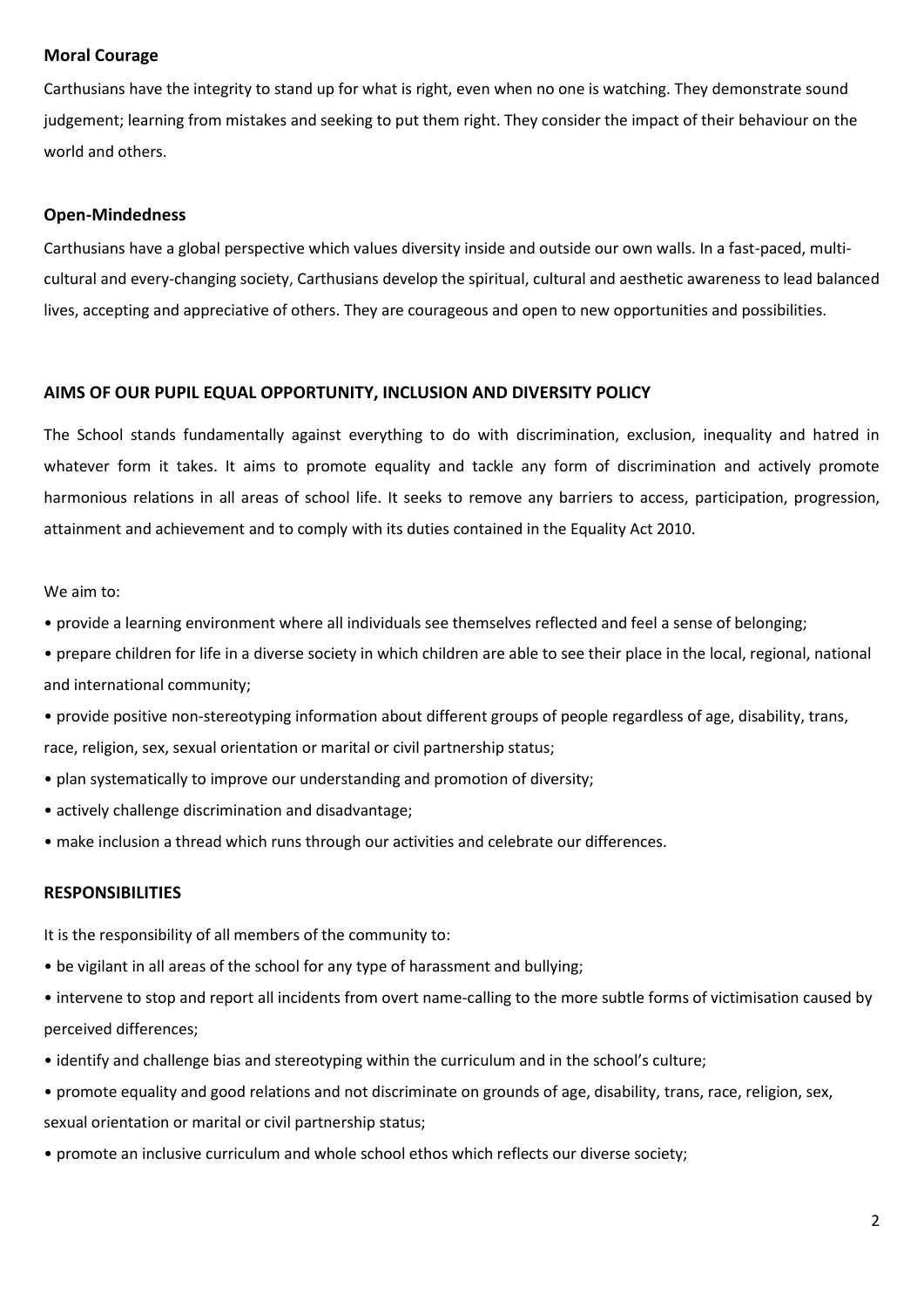### Moral Courage

Carthusians have the integrity to stand up for what is right, even when no one is watching. They demonstrate sound judgement; learning from mistakes and seeking to put them right. They consider the impact of their behaviour on the world and others.

### Open-Mindedness

Carthusians have a global perspective which values diversity inside and outside our own walls. In a fast-paced, multi-cultural and every-changing society, Carthusians develop the spiritual, cultural and aesthetic awareness to lead balanced lives, accepting and appreciative of others. They are courageous and open to new opportunities and possibilities.

## AIMS OF OUR PUPIL EQUAL OPPORTUNITY, INCLUSION AND DIVERSITY POLICY

The School stands fundamentally against everything to do with discrimination, exclusion, inequality and hatred in whatever form it takes. It aims to promote equality and tackle any form of discrimination and actively promote harmonious relations in all areas of school life. It seeks to remove any barriers to access, participation, progression, attainment and achievement and to comply with its duties contained in the Equality Act 2010.

We aim to:

- provide a learning environment where all individuals see themselves reflected and feel a sense of belonging;
- prepare children for life in a diverse society in which children are able to see their place in the local, regional, national and international community;
- provide positive non-stereotyping information about different groups of people regardless of age, disability, trans, race, religion, sex, sexual orientation or marital or civil partnership status;
- plan systematically to improve our understanding and promotion of diversity;
- actively challenge discrimination and disadvantage;
- make inclusion a thread which runs through our activities and celebrate our differences.

## RESPONSIBILITIES

It is the responsibility of all members of the community to:

- be vigilant in all areas of the school for any type of harassment and bullying;
- intervene to stop and report all incidents from overt name-calling to the more subtle forms of victimisation caused by perceived differences;
- identify and challenge bias and stereotyping within the curriculum and in the school's culture;
- promote equality and good relations and not discriminate on grounds of age, disability, trans, race, religion, sex, sexual orientation or marital or civil partnership status;
- promote an inclusive curriculum and whole school ethos which reflects our diverse society;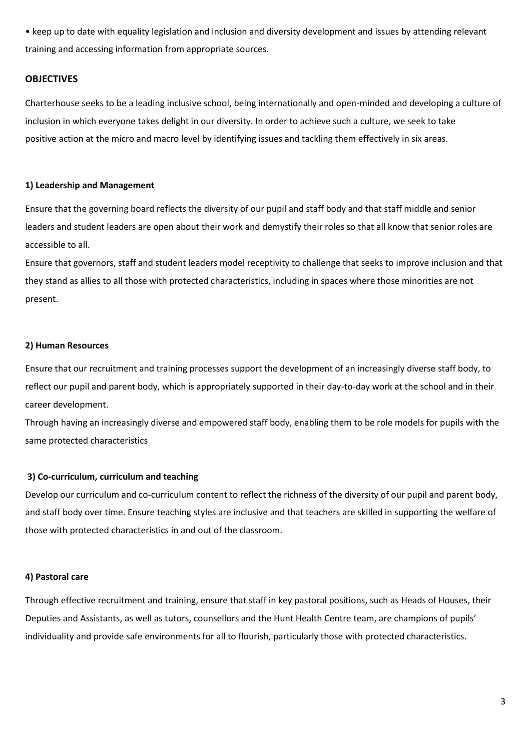- keep up to date with equality legislation and inclusion and diversity development and issues by attending relevant training and accessing information from appropriate sources.

## OBJECTIVES

Charterhouse seeks to be a leading inclusive school, being internationally and open-minded and developing a culture of inclusion in which everyone takes delight in our diversity. In order to achieve such a culture, we seek to take positive action at the micro and macro level by identifying issues and tackling them effectively in six areas.

### 1) Leadership and Management

Ensure that the governing board reflects the diversity of our pupil and staff body and that staff middle and senior leaders and student leaders are open about their work and demystify their roles so that all know that senior roles are accessible to all.

Ensure that governors, staff and student leaders model receptivity to challenge that seeks to improve inclusion and that they stand as allies to all those with protected characteristics, including in spaces where those minorities are not present.

### 2) Human Resources

Ensure that our recruitment and training processes support the development of an increasingly diverse staff body, to reflect our pupil and parent body, which is appropriately supported in their day-to-day work at the school and in their career development.

Through having an increasingly diverse and empowered staff body, enabling them to be role models for pupils with the same protected characteristics

### 3) Co-curriculum, curriculum and teaching

Develop our curriculum and co-curriculum content to reflect the richness of the diversity of our pupil and parent body, and staff body over time. Ensure teaching styles are inclusive and that teachers are skilled in supporting the welfare of those with protected characteristics in and out of the classroom.

### 4) Pastoral care

Through effective recruitment and training, ensure that staff in key pastoral positions, such as Heads of Houses, their Deputies and Assistants, as well as tutors, counsellors and the Hunt Health Centre team, are champions of pupils' individuality and provide safe environments for all to flourish, particularly those with protected characteristics.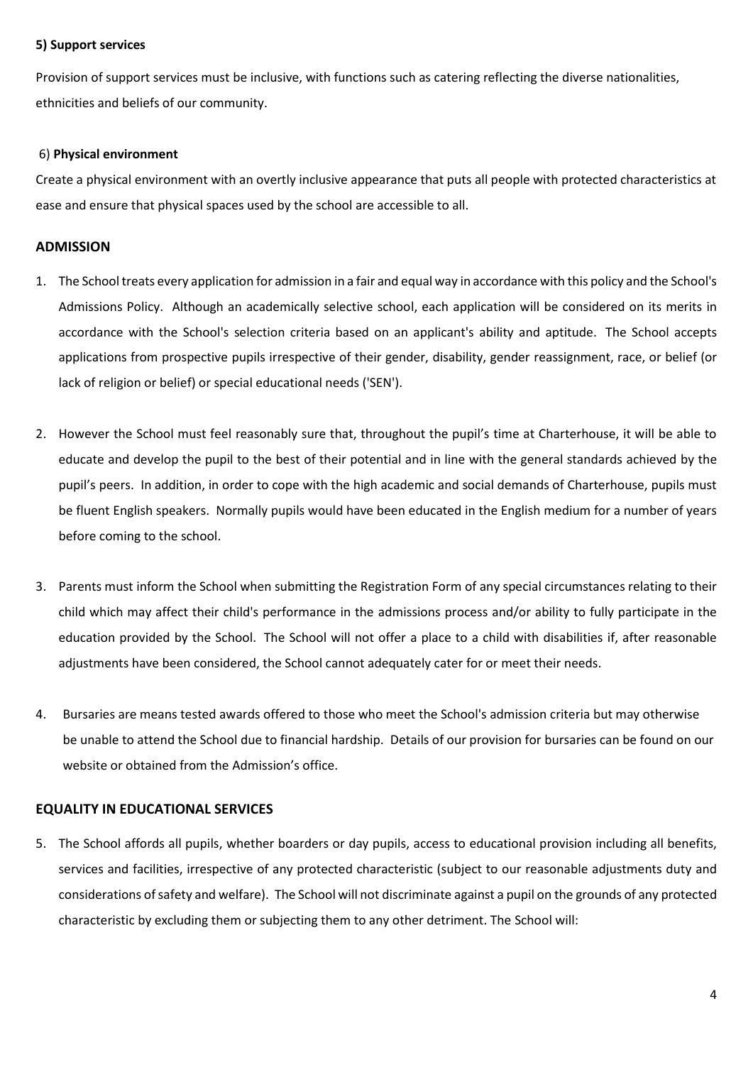**5) Support services**

Provision of support services must be inclusive, with functions such as catering reflecting the diverse nationalities, ethnicities and beliefs of our community.

6) **Physical environment**

Create a physical environment with an overtly inclusive appearance that puts all people with protected characteristics at ease and ensure that physical spaces used by the school are accessible to all.

## ADMISSION

1. The School treats every application for admission in a fair and equal way in accordance with this policy and the School's Admissions Policy. Although an academically selective school, each application will be considered on its merits in accordance with the School's selection criteria based on an applicant's ability and aptitude. The School accepts applications from prospective pupils irrespective of their gender, disability, gender reassignment, race, or belief (or lack of religion or belief) or special educational needs ('SEN').

2. However the School must feel reasonably sure that, throughout the pupil's time at Charterhouse, it will be able to educate and develop the pupil to the best of their potential and in line with the general standards achieved by the pupil's peers. In addition, in order to cope with the high academic and social demands of Charterhouse, pupils must be fluent English speakers. Normally pupils would have been educated in the English medium for a number of years before coming to the school.

3. Parents must inform the School when submitting the Registration Form of any special circumstances relating to their child which may affect their child's performance in the admissions process and/or ability to fully participate in the education provided by the School. The School will not offer a place to a child with disabilities if, after reasonable adjustments have been considered, the School cannot adequately cater for or meet their needs.

4. Bursaries are means tested awards offered to those who meet the School's admission criteria but may otherwise be unable to attend the School due to financial hardship. Details of our provision for bursaries can be found on our website or obtained from the Admission's office.

## EQUALITY IN EDUCATIONAL SERVICES

5. The School affords all pupils, whether boarders or day pupils, access to educational provision including all benefits, services and facilities, irrespective of any protected characteristic (subject to our reasonable adjustments duty and considerations of safety and welfare). The School will not discriminate against a pupil on the grounds of any protected characteristic by excluding them or subjecting them to any other detriment. The School will: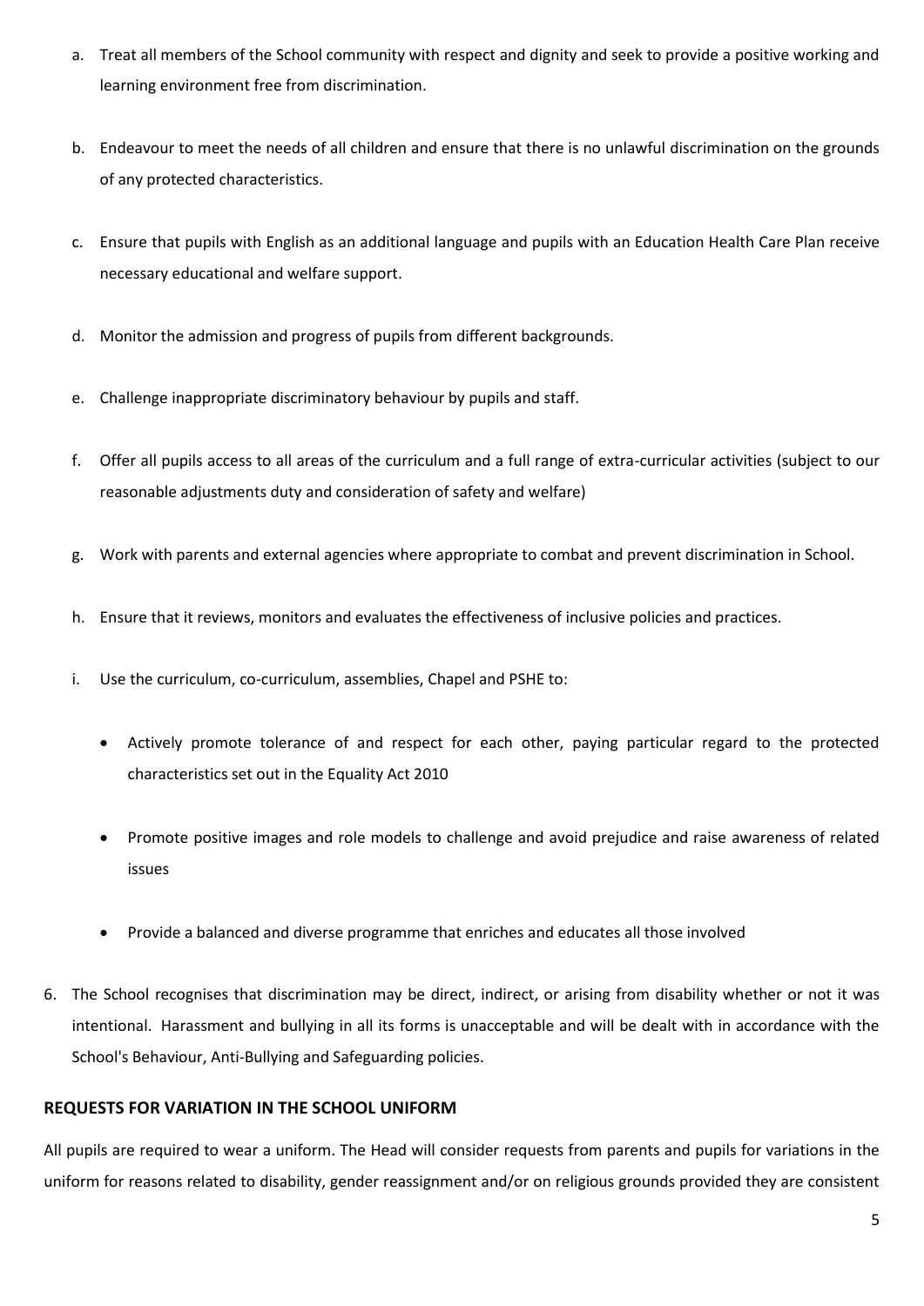a. Treat all members of the School community with respect and dignity and seek to provide a positive working and learning environment free from discrimination.

b. Endeavour to meet the needs of all children and ensure that there is no unlawful discrimination on the grounds of any protected characteristics.

c. Ensure that pupils with English as an additional language and pupils with an Education Health Care Plan receive necessary educational and welfare support.

d. Monitor the admission and progress of pupils from different backgrounds.

e. Challenge inappropriate discriminatory behaviour by pupils and staff.

f. Offer all pupils access to all areas of the curriculum and a full range of extra-curricular activities (subject to our reasonable adjustments duty and consideration of safety and welfare)

g. Work with parents and external agencies where appropriate to combat and prevent discrimination in School.

h. Ensure that it reviews, monitors and evaluates the effectiveness of inclusive policies and practices.

i. Use the curriculum, co-curriculum, assemblies, Chapel and PSHE to:

   - Actively promote tolerance of and respect for each other, paying particular regard to the protected characteristics set out in the Equality Act 2010

   - Promote positive images and role models to challenge and avoid prejudice and raise awareness of related issues

   - Provide a balanced and diverse programme that enriches and educates all those involved

6. The School recognises that discrimination may be direct, indirect, or arising from disability whether or not it was intentional. Harassment and bullying in all its forms is unacceptable and will be dealt with in accordance with the School's Behaviour, Anti-Bullying and Safeguarding policies.

## REQUESTS FOR VARIATION IN THE SCHOOL UNIFORM

All pupils are required to wear a uniform. The Head will consider requests from parents and pupils for variations in the uniform for reasons related to disability, gender reassignment and/or on religious grounds provided they are consistent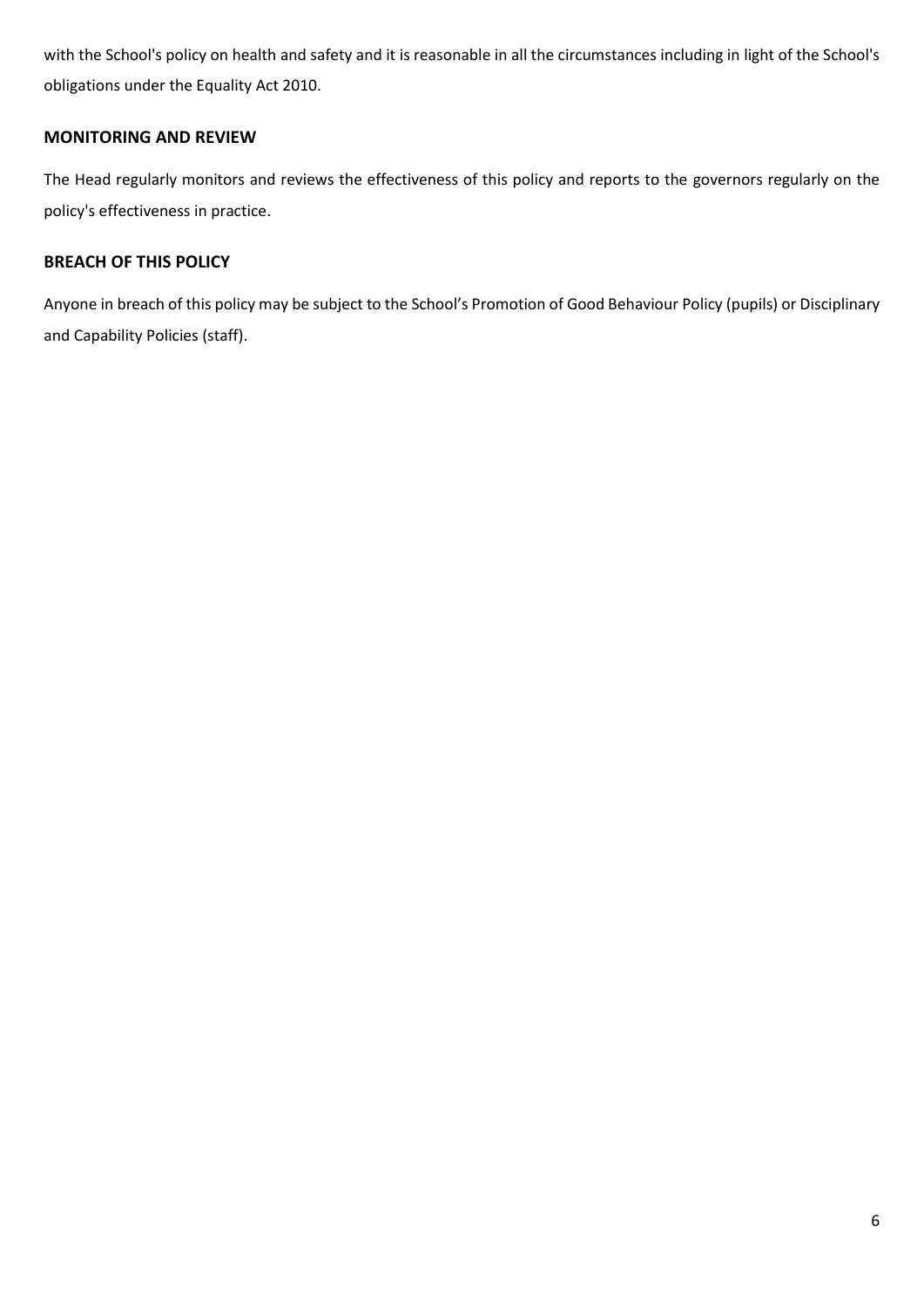with the School's policy on health and safety and it is reasonable in all the circumstances including in light of the School's obligations under the Equality Act 2010.

## MONITORING AND REVIEW

The Head regularly monitors and reviews the effectiveness of this policy and reports to the governors regularly on the policy's effectiveness in practice.

## BREACH OF THIS POLICY

Anyone in breach of this policy may be subject to the School's Promotion of Good Behaviour Policy (pupils) or Disciplinary and Capability Policies (staff).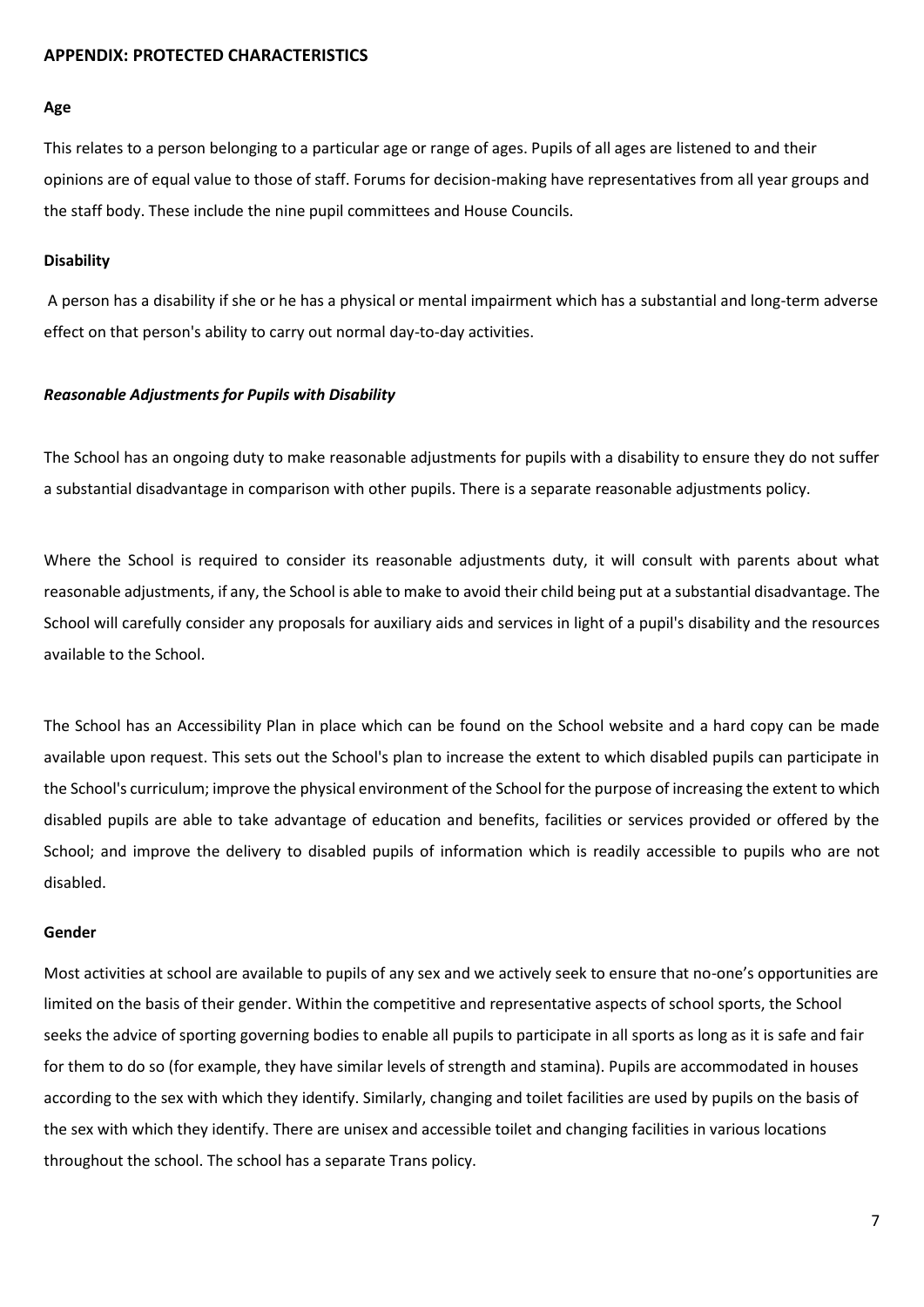## APPENDIX: PROTECTED CHARACTERISTICS

**Age**

This relates to a person belonging to a particular age or range of ages. Pupils of all ages are listened to and their opinions are of equal value to those of staff. Forums for decision-making have representatives from all year groups and the staff body. These include the nine pupil committees and House Councils.

**Disability**

A person has a disability if she or he has a physical or mental impairment which has a substantial and long-term adverse effect on that person's ability to carry out normal day-to-day activities.

***Reasonable Adjustments for Pupils with Disability***

The School has an ongoing duty to make reasonable adjustments for pupils with a disability to ensure they do not suffer a substantial disadvantage in comparison with other pupils. There is a separate reasonable adjustments policy.

Where the School is required to consider its reasonable adjustments duty, it will consult with parents about what reasonable adjustments, if any, the School is able to make to avoid their child being put at a substantial disadvantage. The School will carefully consider any proposals for auxiliary aids and services in light of a pupil's disability and the resources available to the School.

The School has an Accessibility Plan in place which can be found on the School website and a hard copy can be made available upon request. This sets out the School's plan to increase the extent to which disabled pupils can participate in the School's curriculum; improve the physical environment of the School for the purpose of increasing the extent to which disabled pupils are able to take advantage of education and benefits, facilities or services provided or offered by the School; and improve the delivery to disabled pupils of information which is readily accessible to pupils who are not disabled.

**Gender**

Most activities at school are available to pupils of any sex and we actively seek to ensure that no-one's opportunities are limited on the basis of their gender. Within the competitive and representative aspects of school sports, the School seeks the advice of sporting governing bodies to enable all pupils to participate in all sports as long as it is safe and fair for them to do so (for example, they have similar levels of strength and stamina). Pupils are accommodated in houses according to the sex with which they identify. Similarly, changing and toilet facilities are used by pupils on the basis of the sex with which they identify. There are unisex and accessible toilet and changing facilities in various locations throughout the school. The school has a separate Trans policy.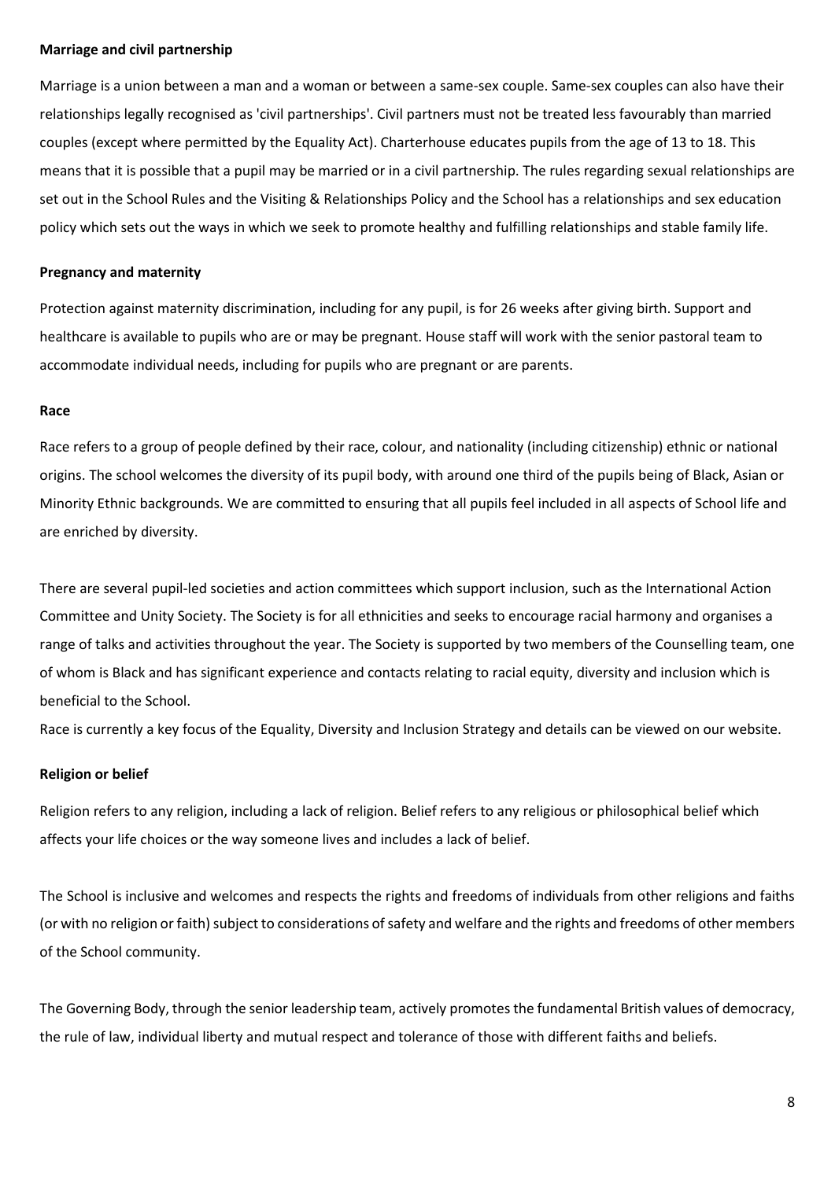**Marriage and civil partnership**

Marriage is a union between a man and a woman or between a same-sex couple. Same-sex couples can also have their relationships legally recognised as 'civil partnerships'. Civil partners must not be treated less favourably than married couples (except where permitted by the Equality Act). Charterhouse educates pupils from the age of 13 to 18. This means that it is possible that a pupil may be married or in a civil partnership. The rules regarding sexual relationships are set out in the School Rules and the Visiting & Relationships Policy and the School has a relationships and sex education policy which sets out the ways in which we seek to promote healthy and fulfilling relationships and stable family life.

**Pregnancy and maternity**

Protection against maternity discrimination, including for any pupil, is for 26 weeks after giving birth. Support and healthcare is available to pupils who are or may be pregnant. House staff will work with the senior pastoral team to accommodate individual needs, including for pupils who are pregnant or are parents.

**Race**

Race refers to a group of people defined by their race, colour, and nationality (including citizenship) ethnic or national origins. The school welcomes the diversity of its pupil body, with around one third of the pupils being of Black, Asian or Minority Ethnic backgrounds. We are committed to ensuring that all pupils feel included in all aspects of School life and are enriched by diversity.

There are several pupil-led societies and action committees which support inclusion, such as the International Action Committee and Unity Society. The Society is for all ethnicities and seeks to encourage racial harmony and organises a range of talks and activities throughout the year. The Society is supported by two members of the Counselling team, one of whom is Black and has significant experience and contacts relating to racial equity, diversity and inclusion which is beneficial to the School.

Race is currently a key focus of the Equality, Diversity and Inclusion Strategy and details can be viewed on our website.

**Religion or belief**

Religion refers to any religion, including a lack of religion. Belief refers to any religious or philosophical belief which affects your life choices or the way someone lives and includes a lack of belief.

The School is inclusive and welcomes and respects the rights and freedoms of individuals from other religions and faiths (or with no religion or faith) subject to considerations of safety and welfare and the rights and freedoms of other members of the School community.

The Governing Body, through the senior leadership team, actively promotes the fundamental British values of democracy, the rule of law, individual liberty and mutual respect and tolerance of those with different faiths and beliefs.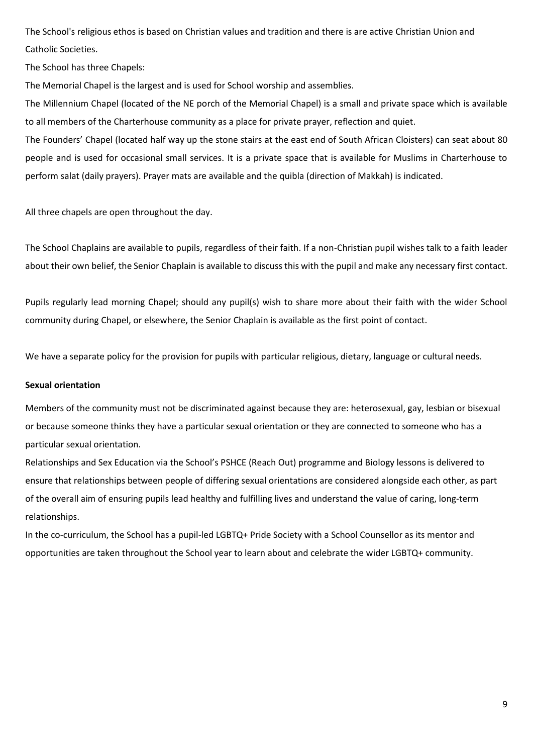The School's religious ethos is based on Christian values and tradition and there is are active Christian Union and Catholic Societies.

The School has three Chapels:

The Memorial Chapel is the largest and is used for School worship and assemblies.

The Millennium Chapel (located of the NE porch of the Memorial Chapel) is a small and private space which is available to all members of the Charterhouse community as a place for private prayer, reflection and quiet.

The Founders' Chapel (located half way up the stone stairs at the east end of South African Cloisters) can seat about 80 people and is used for occasional small services. It is a private space that is available for Muslims in Charterhouse to perform salat (daily prayers). Prayer mats are available and the quibla (direction of Makkah) is indicated.

All three chapels are open throughout the day.

The School Chaplains are available to pupils, regardless of their faith. If a non-Christian pupil wishes talk to a faith leader about their own belief, the Senior Chaplain is available to discuss this with the pupil and make any necessary first contact.

Pupils regularly lead morning Chapel; should any pupil(s) wish to share more about their faith with the wider School community during Chapel, or elsewhere, the Senior Chaplain is available as the first point of contact.

We have a separate policy for the provision for pupils with particular religious, dietary, language or cultural needs.

**Sexual orientation**

Members of the community must not be discriminated against because they are: heterosexual, gay, lesbian or bisexual or because someone thinks they have a particular sexual orientation or they are connected to someone who has a particular sexual orientation.

Relationships and Sex Education via the School's PSHCE (Reach Out) programme and Biology lessons is delivered to ensure that relationships between people of differing sexual orientations are considered alongside each other, as part of the overall aim of ensuring pupils lead healthy and fulfilling lives and understand the value of caring, long-term relationships.

In the co-curriculum, the School has a pupil-led LGBTQ+ Pride Society with a School Counsellor as its mentor and opportunities are taken throughout the School year to learn about and celebrate the wider LGBTQ+ community.